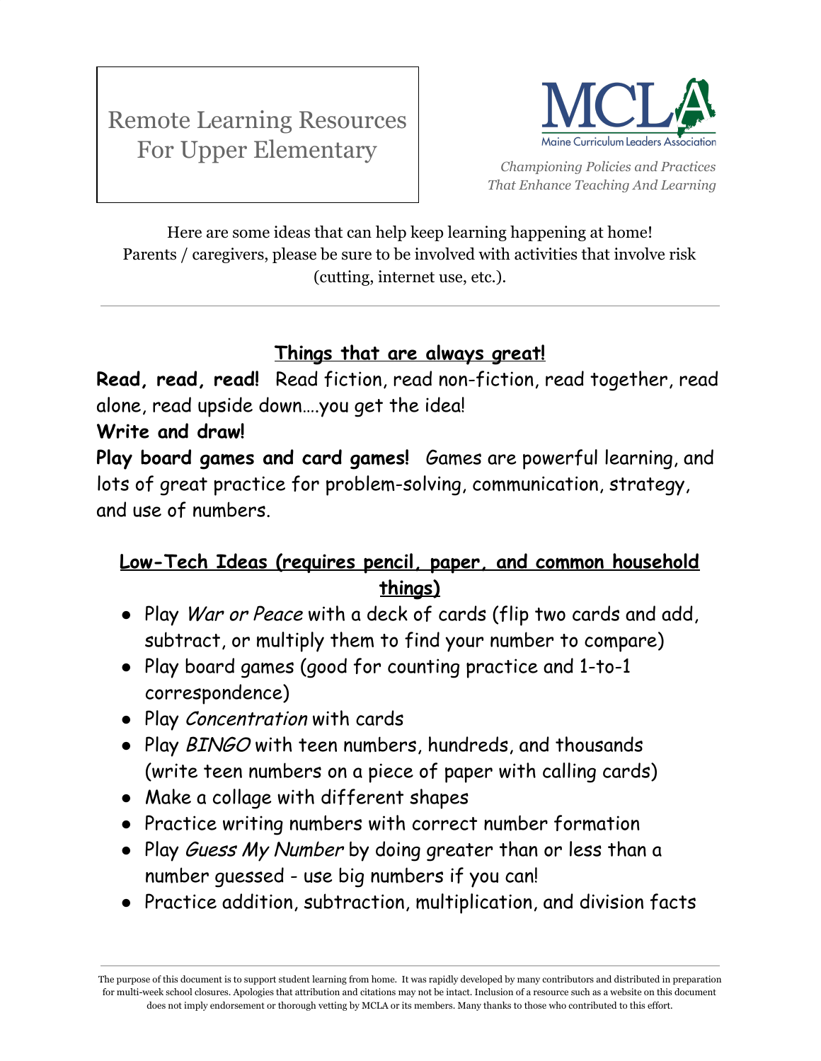# Remote Learning Resources For Upper Elementary

MCLA
Maine Curriculum Leaders Association

*Championing Policies and Practices That Enhance Teaching And Learning*

Here are some ideas that can help keep learning happening at home!
Parents / caregivers, please be sure to be involved with activities that involve risk (cutting, internet use, etc.).

---

## Things that are always great!

**Read, read, read!** Read fiction, read non-fiction, read together, read alone, read upside down….you get the idea!

**Write and draw!**

**Play board games and card games!** Games are powerful learning, and lots of great practice for problem-solving, communication, strategy, and use of numbers.

## Low-Tech Ideas (requires pencil, paper, and common household things)

- Play *War or Peace* with a deck of cards (flip two cards and add, subtract, or multiply them to find your number to compare)
- Play board games (good for counting practice and 1-to-1 correspondence)
- Play *Concentration* with cards
- Play *BINGO* with teen numbers, hundreds, and thousands (write teen numbers on a piece of paper with calling cards)
- Make a collage with different shapes
- Practice writing numbers with correct number formation
- Play *Guess My Number* by doing greater than or less than a number guessed - use big numbers if you can!
- Practice addition, subtraction, multiplication, and division facts

---

The purpose of this document is to support student learning from home. It was rapidly developed by many contributors and distributed in preparation for multi-week school closures. Apologies that attribution and citations may not be intact. Inclusion of a resource such as a website on this document does not imply endorsement or thorough vetting by MCLA or its members. Many thanks to those who contributed to this effort.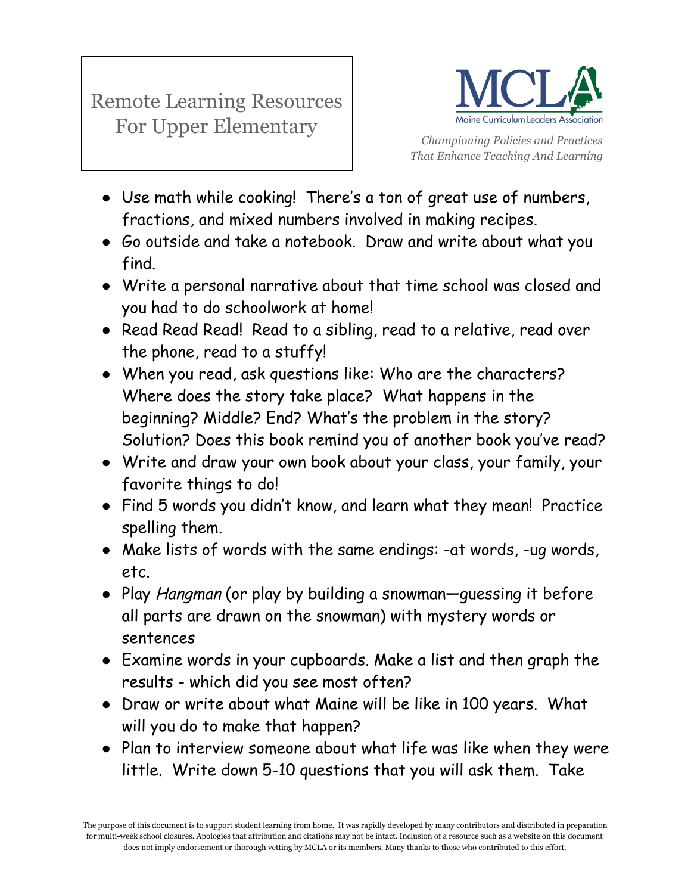- Use math while cooking! There's a ton of great use of numbers, fractions, and mixed numbers involved in making recipes.
- Go outside and take a notebook. Draw and write about what you find.
- Write a personal narrative about that time school was closed and you had to do schoolwork at home!
- Read Read Read! Read to a sibling, read to a relative, read over the phone, read to a stuffy!
- When you read, ask questions like: Who are the characters? Where does the story take place? What happens in the beginning? Middle? End? What's the problem in the story? Solution? Does this book remind you of another book you've read?
- Write and draw your own book about your class, your family, your favorite things to do!
- Find 5 words you didn't know, and learn what they mean! Practice spelling them.
- Make lists of words with the same endings: -at words, -ug words, etc.
- Play *Hangman* (or play by building a snowman—guessing it before all parts are drawn on the snowman) with mystery words or sentences
- Examine words in your cupboards. Make a list and then graph the results - which did you see most often?
- Draw or write about what Maine will be like in 100 years. What will you do to make that happen?
- Plan to interview someone about what life was like when they were little. Write down 5-10 questions that you will ask them. Take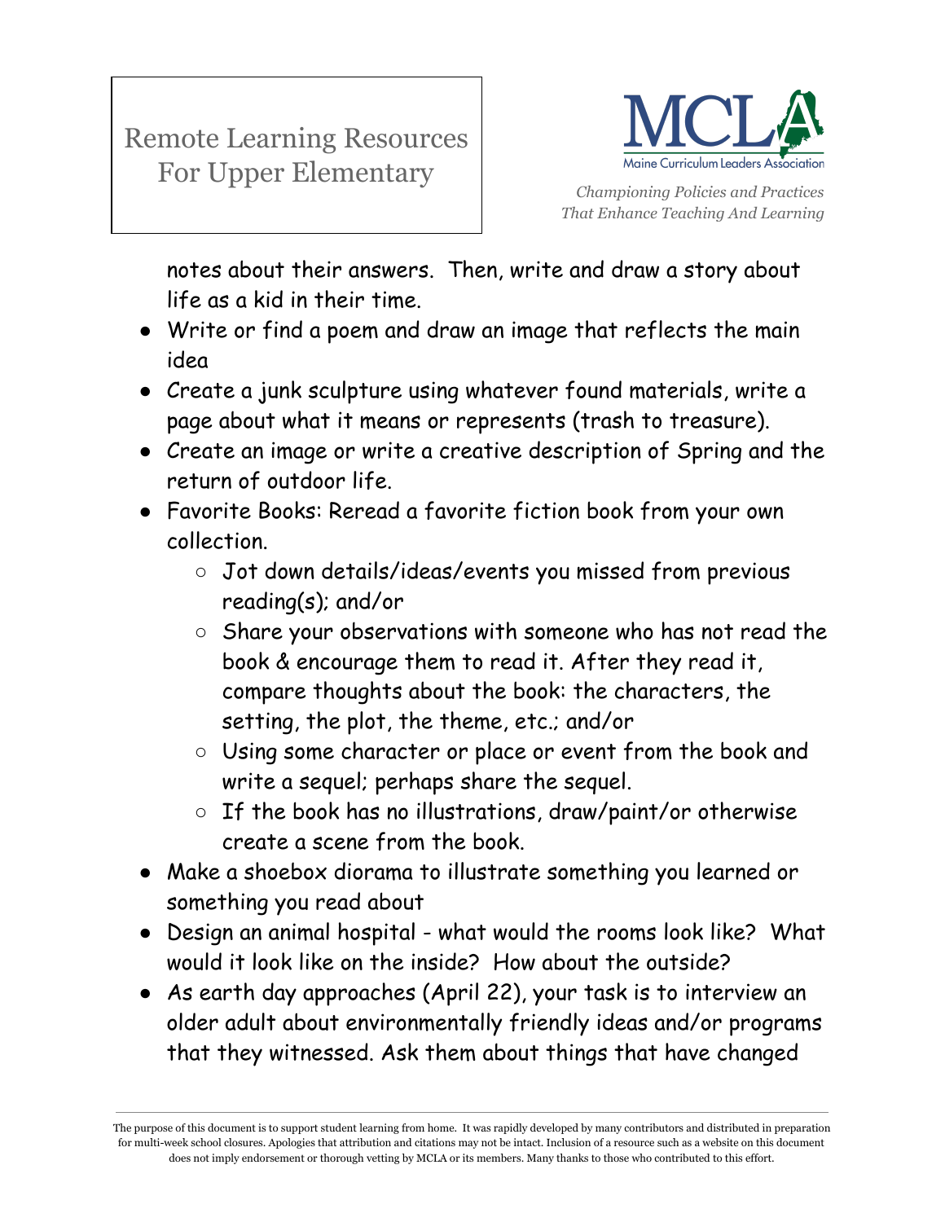notes about their answers. Then, write and draw a story about life as a kid in their time.

- Write or find a poem and draw an image that reflects the main idea
- Create a junk sculpture using whatever found materials, write a page about what it means or represents (trash to treasure).
- Create an image or write a creative description of Spring and the return of outdoor life.
- Favorite Books: Reread a favorite fiction book from your own collection.
  - Jot down details/ideas/events you missed from previous reading(s); and/or
  - Share your observations with someone who has not read the book & encourage them to read it. After they read it, compare thoughts about the book: the characters, the setting, the plot, the theme, etc.; and/or
  - Using some character or place or event from the book and write a sequel; perhaps share the sequel.
  - If the book has no illustrations, draw/paint/or otherwise create a scene from the book.
- Make a shoebox diorama to illustrate something you learned or something you read about
- Design an animal hospital - what would the rooms look like? What would it look like on the inside? How about the outside?
- As earth day approaches (April 22), your task is to interview an older adult about environmentally friendly ideas and/or programs that they witnessed. Ask them about things that have changed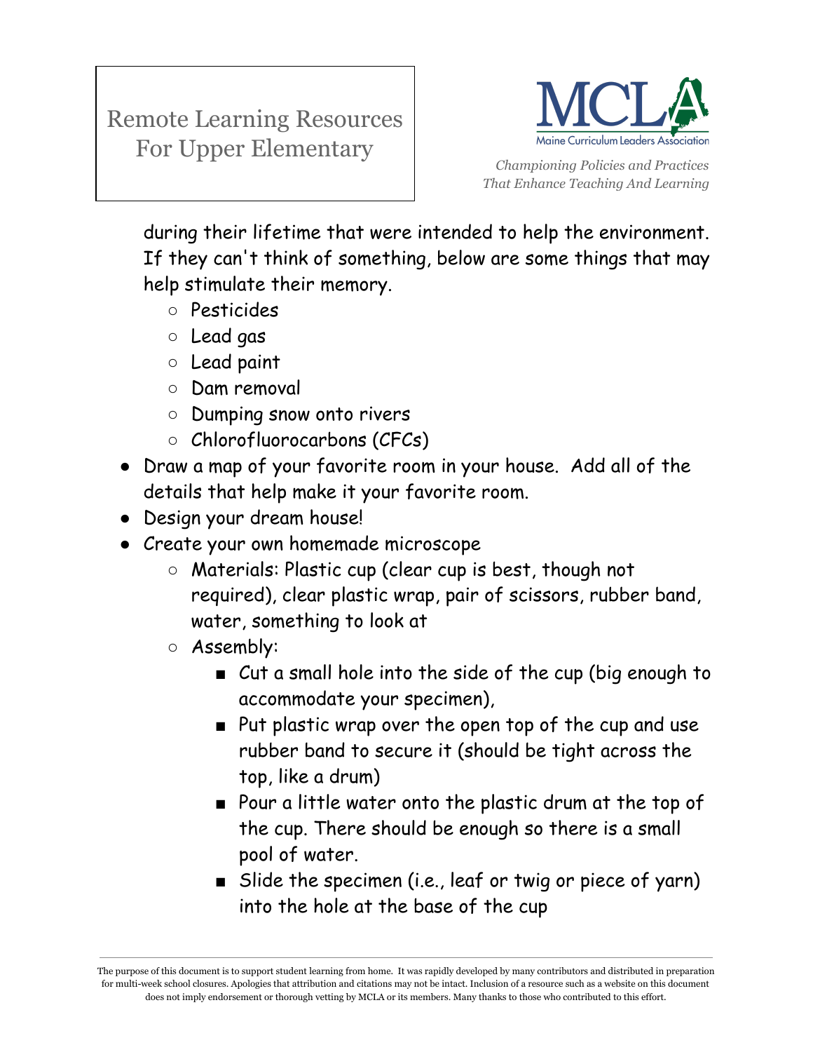during their lifetime that were intended to help the environment. If they can't think of something, below are some things that may help stimulate their memory.
    - Pesticides
    - Lead gas
    - Lead paint
    - Dam removal
    - Dumping snow onto rivers
    - Chlorofluorocarbons (CFCs)
- Draw a map of your favorite room in your house. Add all of the details that help make it your favorite room.
- Design your dream house!
- Create your own homemade microscope
    - Materials: Plastic cup (clear cup is best, though not required), clear plastic wrap, pair of scissors, rubber band, water, something to look at
    - Assembly:
        - Cut a small hole into the side of the cup (big enough to accommodate your specimen),
        - Put plastic wrap over the open top of the cup and use rubber band to secure it (should be tight across the top, like a drum)
        - Pour a little water onto the plastic drum at the top of the cup. There should be enough so there is a small pool of water.
        - Slide the specimen (i.e., leaf or twig or piece of yarn) into the hole at the base of the cup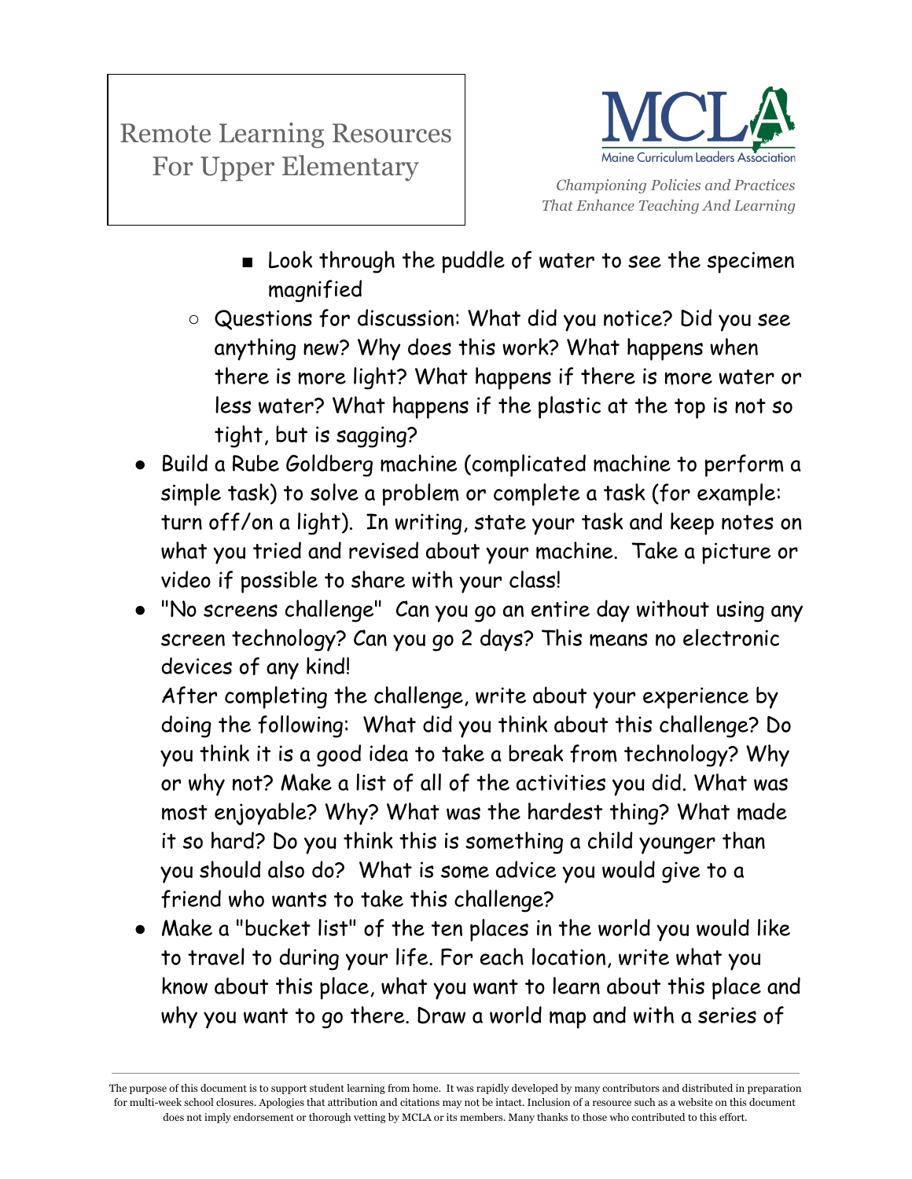- Look through the puddle of water to see the specimen magnified
    - Questions for discussion: What did you notice? Did you see anything new? Why does this work? What happens when there is more light? What happens if there is more water or less water? What happens if the plastic at the top is not so tight, but is sagging?
- Build a Rube Goldberg machine (complicated machine to perform a simple task) to solve a problem or complete a task (for example: turn off/on a light). In writing, state your task and keep notes on what you tried and revised about your machine. Take a picture or video if possible to share with your class!
- "No screens challenge" Can you go an entire day without using any screen technology? Can you go 2 days? This means no electronic devices of any kind!
  After completing the challenge, write about your experience by doing the following: What did you think about this challenge? Do you think it is a good idea to take a break from technology? Why or why not? Make a list of all of the activities you did. What was most enjoyable? Why? What was the hardest thing? What made it so hard? Do you think this is something a child younger than you should also do? What is some advice you would give to a friend who wants to take this challenge?
- Make a "bucket list" of the ten places in the world you would like to travel to during your life. For each location, write what you know about this place, what you want to learn about this place and why you want to go there. Draw a world map and with a series of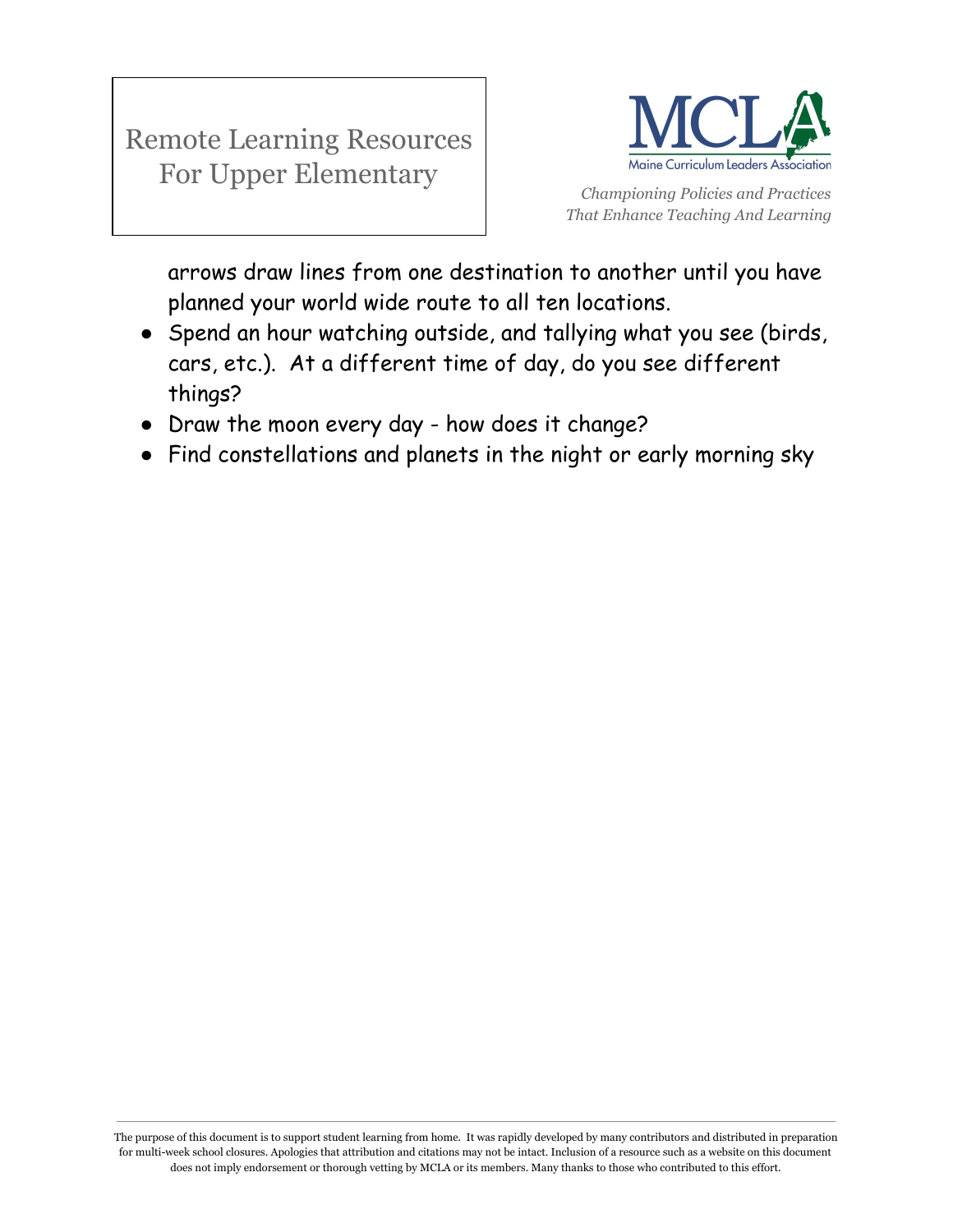arrows draw lines from one destination to another until you have planned your world wide route to all ten locations.

- Spend an hour watching outside, and tallying what you see (birds, cars, etc.). At a different time of day, do you see different things?
- Draw the moon every day - how does it change?
- Find constellations and planets in the night or early morning sky